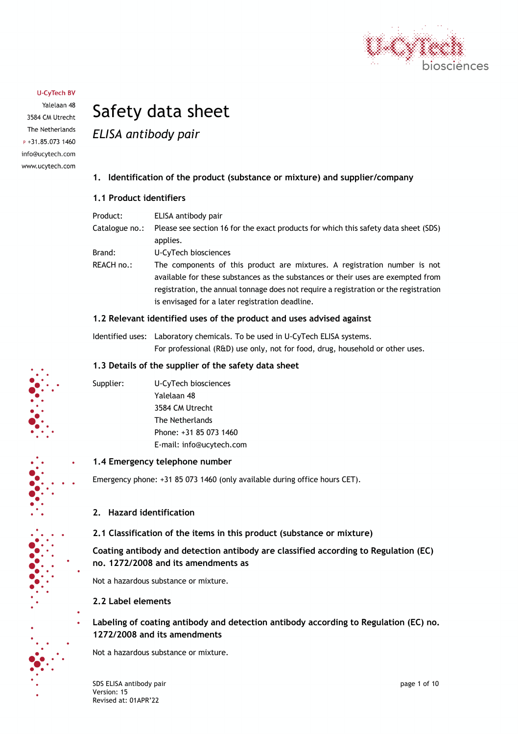U-CyTech BV
Yalelaan 48
3584 CM Utrecht
The Netherlands
P +31.85.073 1460
info@ucytech.com
www.ucytech.com

# Safety data sheet

*ELISA antibody pair*

## 1. Identification of the product (substance or mixture) and supplier/company

### 1.1 Product identifiers

| | |
|---|---|
| Product: | ELISA antibody pair |
| Catalogue no.: | Please see section 16 for the exact products for which this safety data sheet (SDS) applies. |
| Brand: | U-CyTech biosciences |
| REACH no.: | The components of this product are mixtures. A registration number is not available for these substances as the substances or their uses are exempted from registration, the annual tonnage does not require a registration or the registration is envisaged for a later registration deadline. |

### 1.2 Relevant identified uses of the product and uses advised against

Identified uses: Laboratory chemicals. To be used in U-CyTech ELISA systems.
For professional (R&D) use only, not for food, drug, household or other uses.

### 1.3 Details of the supplier of the safety data sheet

Supplier:
U-CyTech biosciences
Yalelaan 48
3584 CM Utrecht
The Netherlands
Phone: +31 85 073 1460
E-mail: info@ucytech.com

### 1.4 Emergency telephone number

Emergency phone: +31 85 073 1460 (only available during office hours CET).

## 2. Hazard identification

### 2.1 Classification of the items in this product (substance or mixture)

**Coating antibody and detection antibody are classified according to Regulation (EC) no. 1272/2008 and its amendments as**

Not a hazardous substance or mixture.

### 2.2 Label elements

**Labeling of coating antibody and detection antibody according to Regulation (EC) no. 1272/2008 and its amendments**

Not a hazardous substance or mixture.

SDS ELISA antibody pair
Version: 15
Revised at: 01APR'22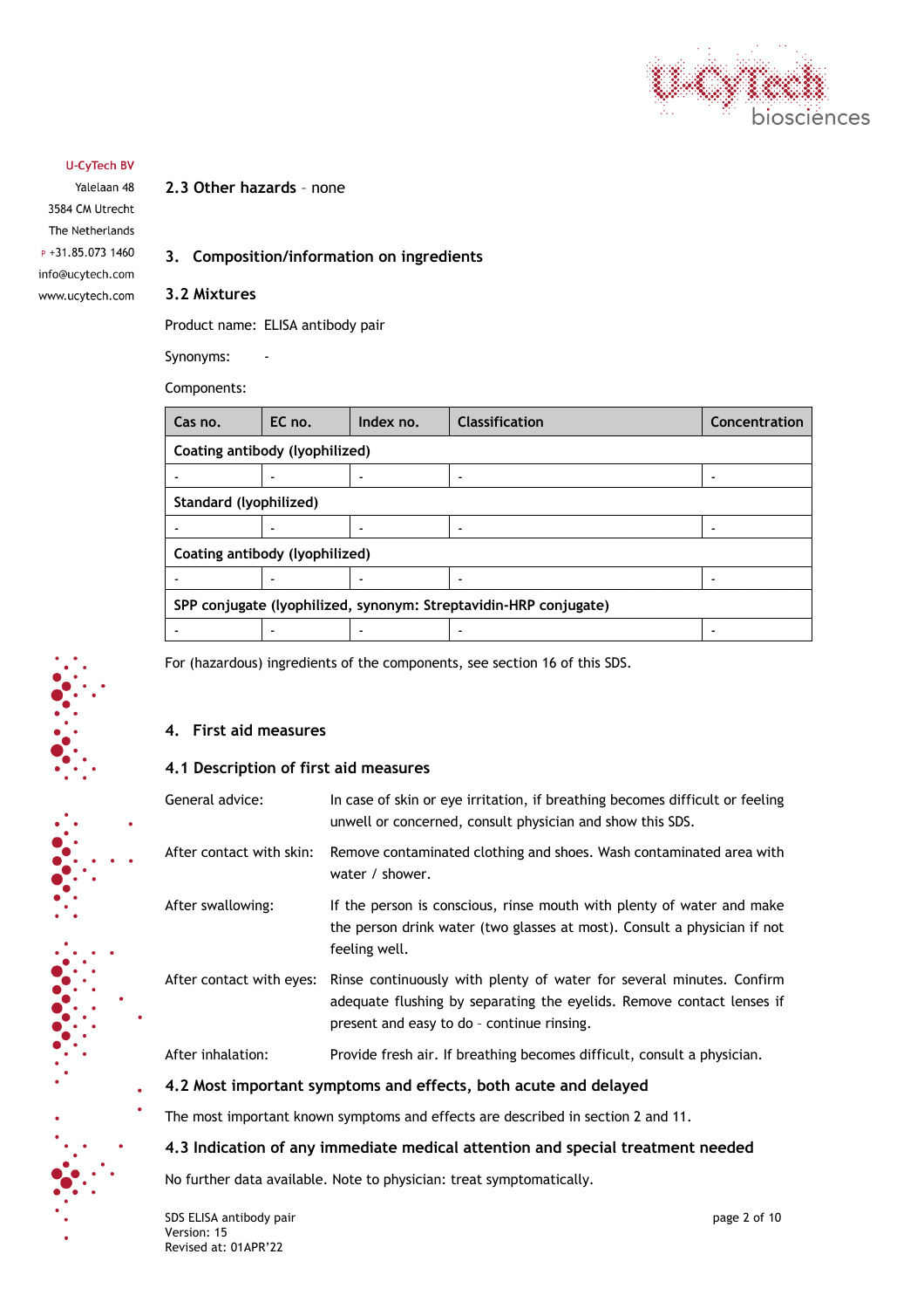## 2.3 Other hazards – none

## 3. Composition/information on ingredients

### 3.2 Mixtures

Product name: ELISA antibody pair

Synonyms: -

Components:

| Cas no. | EC no. | Index no. | Classification | Concentration |
|---|---|---|---|---|
| **Coating antibody (lyophilized)** | | | | |
| - | - | - | - | - |
| **Standard (lyophilized)** | | | | |
| - | - | - | - | - |
| **Coating antibody (lyophilized)** | | | | |
| - | - | - | - | - |
| **SPP conjugate (lyophilized, synonym: Streptavidin-HRP conjugate)** | | | | |
| - | - | - | - | - |

For (hazardous) ingredients of the components, see section 16 of this SDS.

## 4. First aid measures

### 4.1 Description of first aid measures

General advice: In case of skin or eye irritation, if breathing becomes difficult or feeling unwell or concerned, consult physician and show this SDS.

After contact with skin: Remove contaminated clothing and shoes. Wash contaminated area with water / shower.

After swallowing: If the person is conscious, rinse mouth with plenty of water and make the person drink water (two glasses at most). Consult a physician if not feeling well.

After contact with eyes: Rinse continuously with plenty of water for several minutes. Confirm adequate flushing by separating the eyelids. Remove contact lenses if present and easy to do – continue rinsing.

After inhalation: Provide fresh air. If breathing becomes difficult, consult a physician.

### 4.2 Most important symptoms and effects, both acute and delayed

The most important known symptoms and effects are described in section 2 and 11.

### 4.3 Indication of any immediate medical attention and special treatment needed

No further data available. Note to physician: treat symptomatically.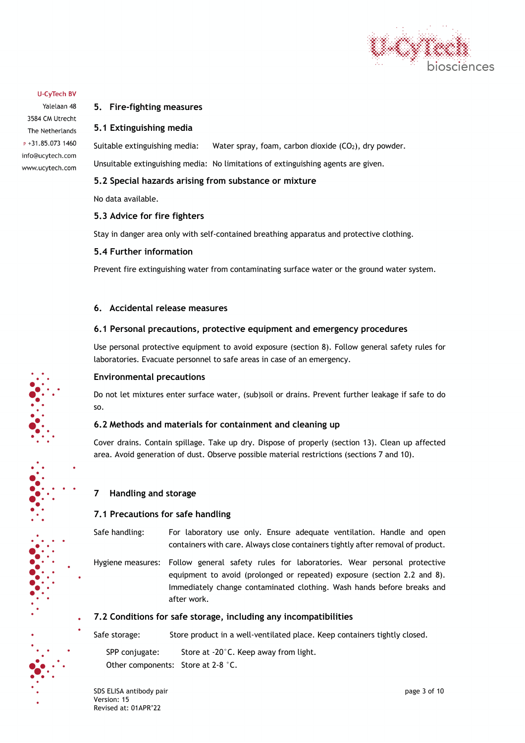## 5. Fire-fighting measures

### 5.1 Extinguishing media

Suitable extinguishing media: Water spray, foam, carbon dioxide ($CO_2$), dry powder.

Unsuitable extinguishing media: No limitations of extinguishing agents are given.

### 5.2 Special hazards arising from substance or mixture

No data available.

### 5.3 Advice for fire fighters

Stay in danger area only with self-contained breathing apparatus and protective clothing.

### 5.4 Further information

Prevent fire extinguishing water from contaminating surface water or the ground water system.

## 6. Accidental release measures

### 6.1 Personal precautions, protective equipment and emergency procedures

Use personal protective equipment to avoid exposure (section 8). Follow general safety rules for laboratories. Evacuate personnel to safe areas in case of an emergency.

### Environmental precautions

Do not let mixtures enter surface water, (sub)soil or drains. Prevent further leakage if safe to do so.

### 6.2 Methods and materials for containment and cleaning up

Cover drains. Contain spillage. Take up dry. Dispose of properly (section 13). Clean up affected area. Avoid generation of dust. Observe possible material restrictions (sections 7 and 10).

## 7 Handling and storage

### 7.1 Precautions for safe handling

Safe handling: For laboratory use only. Ensure adequate ventilation. Handle and open containers with care. Always close containers tightly after removal of product.

Hygiene measures: Follow general safety rules for laboratories. Wear personal protective equipment to avoid (prolonged or repeated) exposure (section 2.2 and 8). Immediately change contaminated clothing. Wash hands before breaks and after work.

### 7.2 Conditions for safe storage, including any incompatibilities

Safe storage: Store product in a well-ventilated place. Keep containers tightly closed.

SPP conjugate: Store at -20°C. Keep away from light.
Other components: Store at 2-8 °C.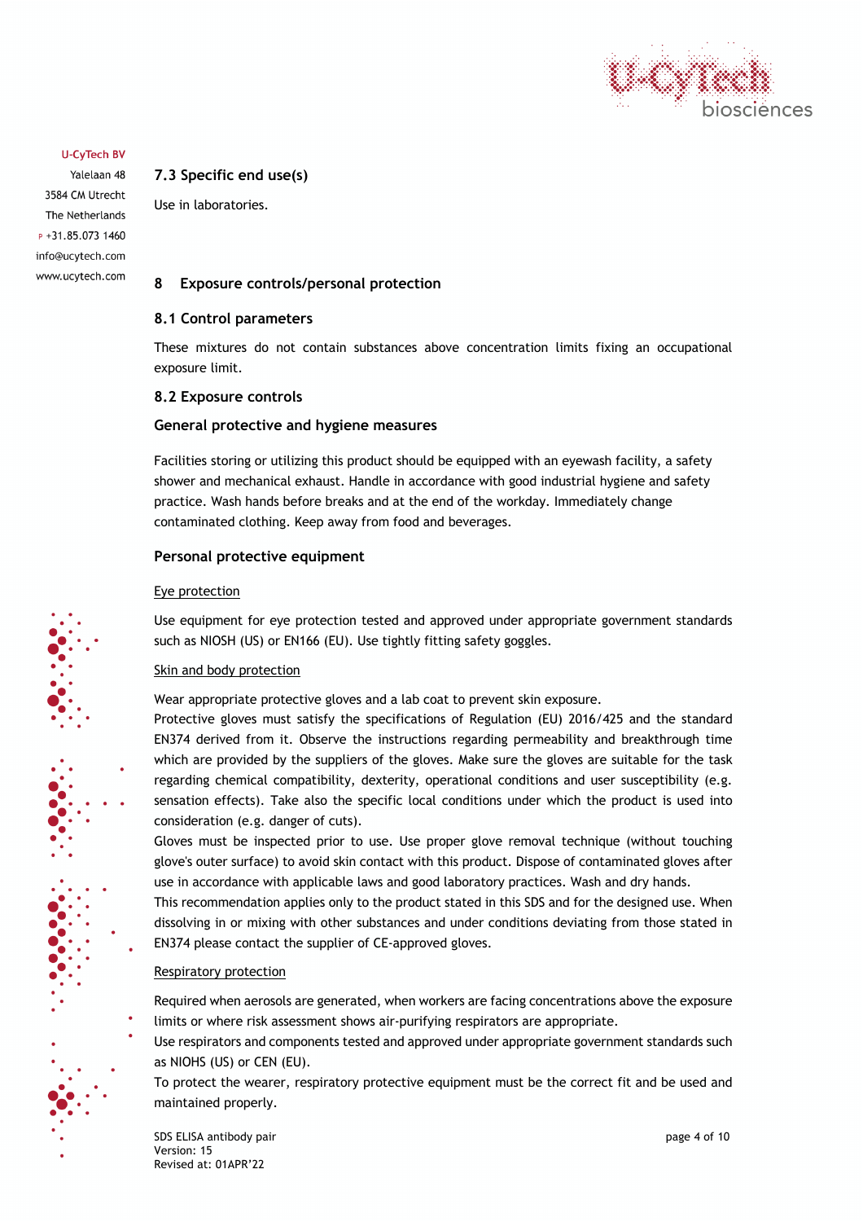### 7.3 Specific end use(s)

Use in laboratories.

## 8 Exposure controls/personal protection

### 8.1 Control parameters

These mixtures do not contain substances above concentration limits fixing an occupational exposure limit.

### 8.2 Exposure controls

**General protective and hygiene measures**

Facilities storing or utilizing this product should be equipped with an eyewash facility, a safety shower and mechanical exhaust. Handle in accordance with good industrial hygiene and safety practice. Wash hands before breaks and at the end of the workday. Immediately change contaminated clothing. Keep away from food and beverages.

**Personal protective equipment**

Eye protection

Use equipment for eye protection tested and approved under appropriate government standards such as NIOSH (US) or EN166 (EU). Use tightly fitting safety goggles.

Skin and body protection

Wear appropriate protective gloves and a lab coat to prevent skin exposure.
Protective gloves must satisfy the specifications of Regulation (EU) 2016/425 and the standard EN374 derived from it. Observe the instructions regarding permeability and breakthrough time which are provided by the suppliers of the gloves. Make sure the gloves are suitable for the task regarding chemical compatibility, dexterity, operational conditions and user susceptibility (e.g. sensation effects). Take also the specific local conditions under which the product is used into consideration (e.g. danger of cuts).
Gloves must be inspected prior to use. Use proper glove removal technique (without touching glove's outer surface) to avoid skin contact with this product. Dispose of contaminated gloves after use in accordance with applicable laws and good laboratory practices. Wash and dry hands.
This recommendation applies only to the product stated in this SDS and for the designed use. When dissolving in or mixing with other substances and under conditions deviating from those stated in EN374 please contact the supplier of CE-approved gloves.

Respiratory protection

Required when aerosols are generated, when workers are facing concentrations above the exposure limits or where risk assessment shows air-purifying respirators are appropriate.
Use respirators and components tested and approved under appropriate government standards such as NIOHS (US) or CEN (EU).
To protect the wearer, respiratory protective equipment must be the correct fit and be used and maintained properly.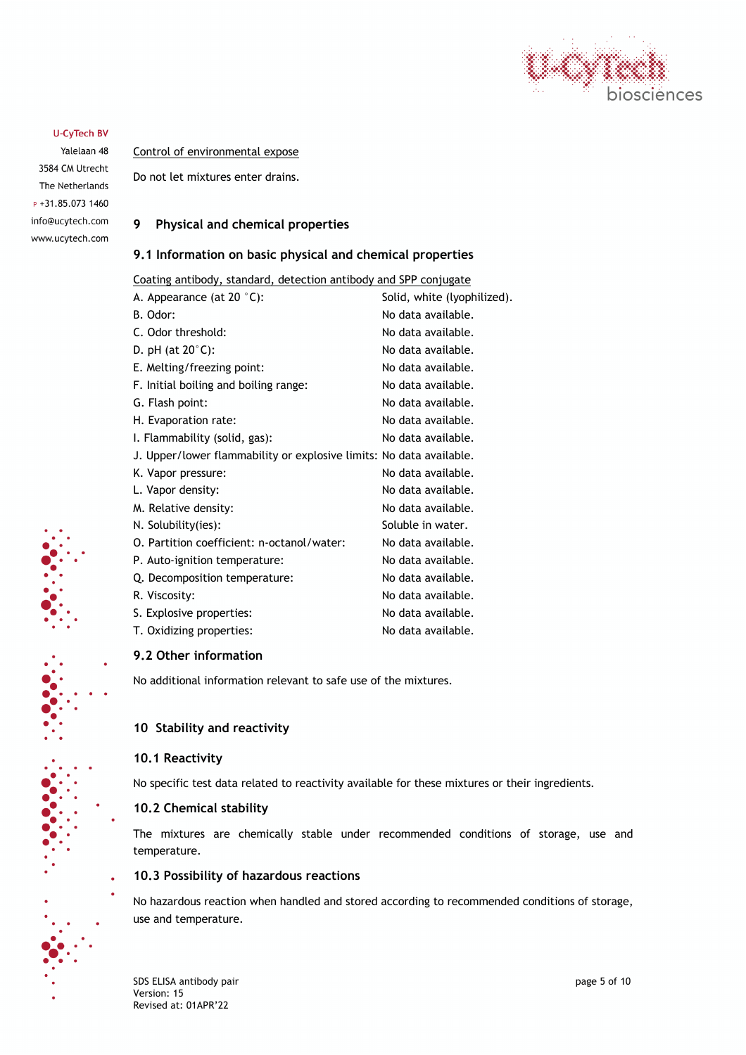Control of environmental expose

Do not let mixtures enter drains.

## 9 Physical and chemical properties

### 9.1 Information on basic physical and chemical properties

Coating antibody, standard, detection antibody and SPP conjugate

| Property | Value |
|---|---|
| A. Appearance (at 20 °C): | Solid, white (lyophilized). |
| B. Odor: | No data available. |
| C. Odor threshold: | No data available. |
| D. pH (at 20°C): | No data available. |
| E. Melting/freezing point: | No data available. |
| F. Initial boiling and boiling range: | No data available. |
| G. Flash point: | No data available. |
| H. Evaporation rate: | No data available. |
| I. Flammability (solid, gas): | No data available. |
| J. Upper/lower flammability or explosive limits: | No data available. |
| K. Vapor pressure: | No data available. |
| L. Vapor density: | No data available. |
| M. Relative density: | No data available. |
| N. Solubility(ies): | Soluble in water. |
| O. Partition coefficient: n-octanol/water: | No data available. |
| P. Auto-ignition temperature: | No data available. |
| Q. Decomposition temperature: | No data available. |
| R. Viscosity: | No data available. |
| S. Explosive properties: | No data available. |
| T. Oxidizing properties: | No data available. |

### 9.2 Other information

No additional information relevant to safe use of the mixtures.

## 10 Stability and reactivity

### 10.1 Reactivity

No specific test data related to reactivity available for these mixtures or their ingredients.

### 10.2 Chemical stability

The mixtures are chemically stable under recommended conditions of storage, use and temperature.

### 10.3 Possibility of hazardous reactions

No hazardous reaction when handled and stored according to recommended conditions of storage, use and temperature.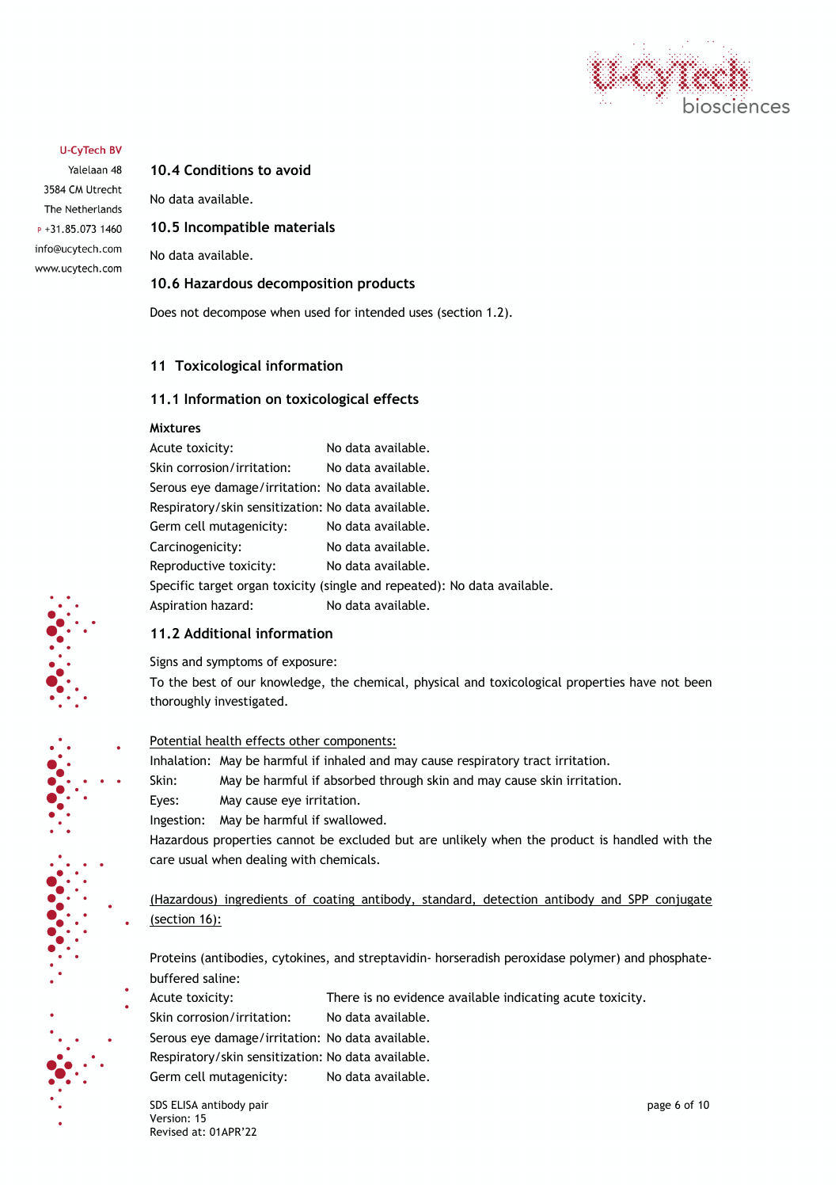## 10.4 Conditions to avoid

No data available.

## 10.5 Incompatible materials

No data available.

## 10.6 Hazardous decomposition products

Does not decompose when used for intended uses (section 1.2).

# 11 Toxicological information

## 11.1 Information on toxicological effects

**Mixtures**

Acute toxicity: No data available.
Skin corrosion/irritation: No data available.
Serous eye damage/irritation: No data available.
Respiratory/skin sensitization: No data available.
Germ cell mutagenicity: No data available.
Carcinogenicity: No data available.
Reproductive toxicity: No data available.
Specific target organ toxicity (single and repeated): No data available.
Aspiration hazard: No data available.

## 11.2 Additional information

Signs and symptoms of exposure:
To the best of our knowledge, the chemical, physical and toxicological properties have not been thoroughly investigated.

Potential health effects other components:
Inhalation: May be harmful if inhaled and may cause respiratory tract irritation.
Skin: May be harmful if absorbed through skin and may cause skin irritation.
Eyes: May cause eye irritation.
Ingestion: May be harmful if swallowed.
Hazardous properties cannot be excluded but are unlikely when the product is handled with the care usual when dealing with chemicals.

(Hazardous) ingredients of coating antibody, standard, detection antibody and SPP conjugate (section 16):

Proteins (antibodies, cytokines, and streptavidin- horseradish peroxidase polymer) and phosphate-buffered saline:
Acute toxicity: There is no evidence available indicating acute toxicity.
Skin corrosion/irritation: No data available.
Serous eye damage/irritation: No data available.
Respiratory/skin sensitization: No data available.
Germ cell mutagenicity: No data available.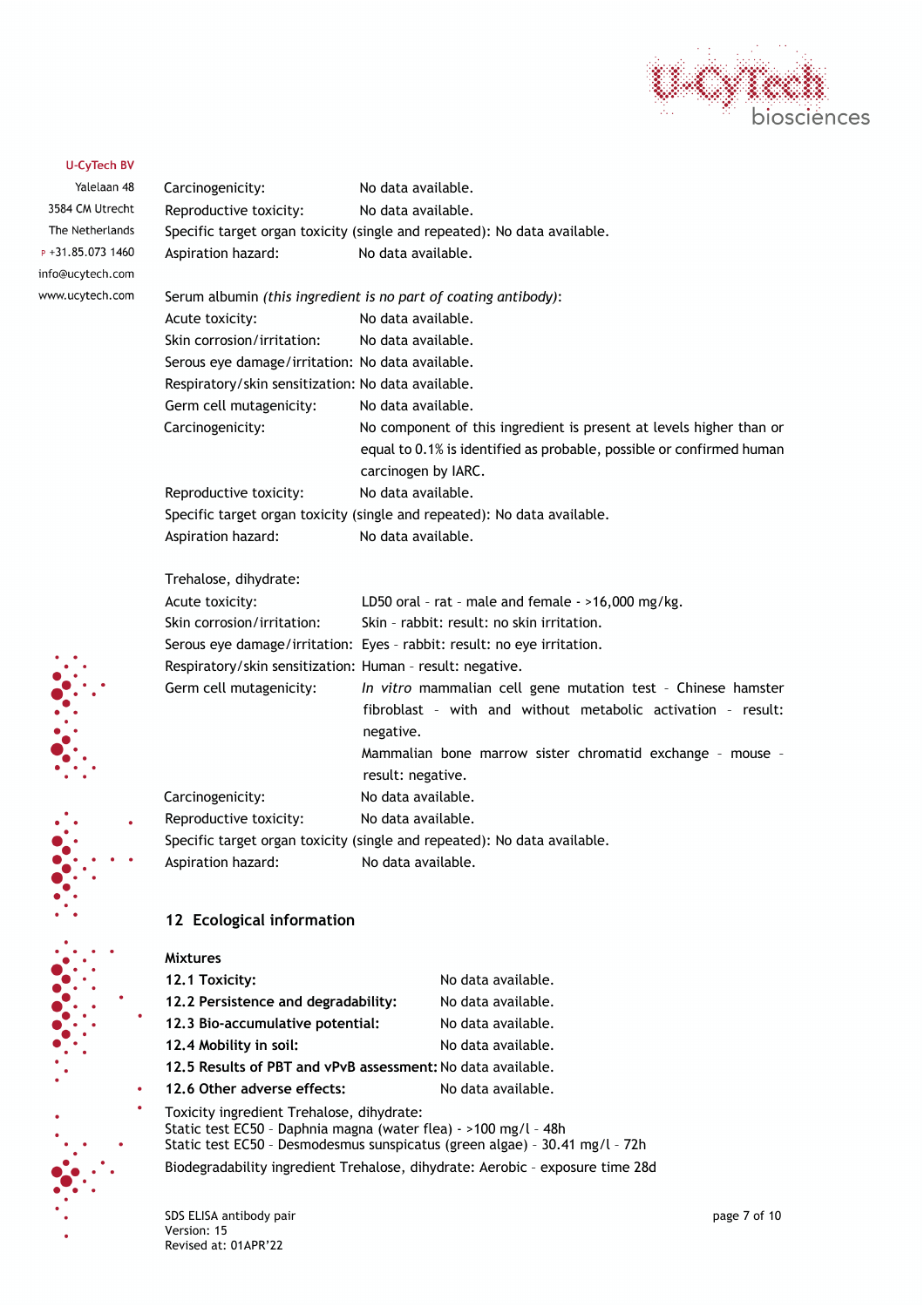Carcinogenicity: No data available.
Reproductive toxicity: No data available.
Specific target organ toxicity (single and repeated): No data available.
Aspiration hazard: No data available.

Serum albumin *(this ingredient is no part of coating antibody)*:

Acute toxicity: No data available.
Skin corrosion/irritation: No data available.
Serous eye damage/irritation: No data available.
Respiratory/skin sensitization: No data available.
Germ cell mutagenicity: No data available.
Carcinogenicity: No component of this ingredient is present at levels higher than or equal to 0.1% is identified as probable, possible or confirmed human carcinogen by IARC.
Reproductive toxicity: No data available.
Specific target organ toxicity (single and repeated): No data available.
Aspiration hazard: No data available.

Trehalose, dihydrate:

Acute toxicity: LD50 oral - rat - male and female - >16,000 mg/kg.
Skin corrosion/irritation: Skin - rabbit: result: no skin irritation.
Serous eye damage/irritation: Eyes - rabbit: result: no eye irritation.
Respiratory/skin sensitization: Human - result: negative.
Germ cell mutagenicity: *In vitro* mammalian cell gene mutation test - Chinese hamster fibroblast - with and without metabolic activation - result: negative.
Mammalian bone marrow sister chromatid exchange - mouse - result: negative.
Carcinogenicity: No data available.
Reproductive toxicity: No data available.
Specific target organ toxicity (single and repeated): No data available.
Aspiration hazard: No data available.

## 12 Ecological information

**Mixtures**

**12.1 Toxicity:** No data available.
**12.2 Persistence and degradability:** No data available.
**12.3 Bio-accumulative potential:** No data available.
**12.4 Mobility in soil:** No data available.
**12.5 Results of PBT and vPvB assessment:** No data available.
**12.6 Other adverse effects:** No data available.

Toxicity ingredient Trehalose, dihydrate:
Static test EC50 - Daphnia magna (water flea) - >100 mg/l - 48h
Static test EC50 - Desmodesmus sunspicatus (green algae) - 30.41 mg/l - 72h

Biodegradability ingredient Trehalose, dihydrate: Aerobic - exposure time 28d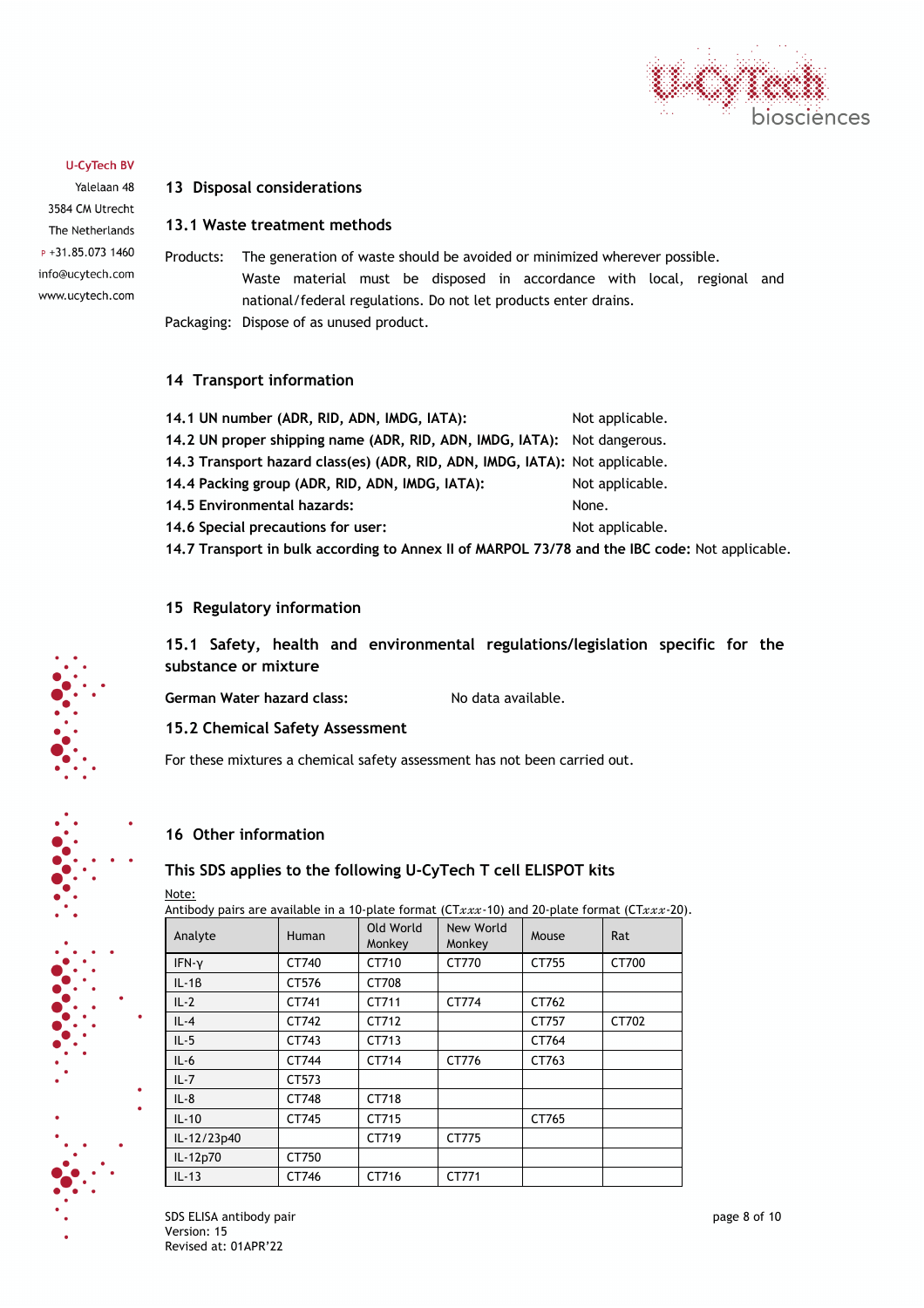## 13 Disposal considerations

### 13.1 Waste treatment methods

Products: The generation of waste should be avoided or minimized wherever possible. Waste material must be disposed in accordance with local, regional and national/federal regulations. Do not let products enter drains.

Packaging: Dispose of as unused product.

## 14 Transport information

**14.1 UN number (ADR, RID, ADN, IMDG, IATA):** Not applicable.

**14.2 UN proper shipping name (ADR, RID, ADN, IMDG, IATA):** Not dangerous.

**14.3 Transport hazard class(es) (ADR, RID, ADN, IMDG, IATA):** Not applicable.

**14.4 Packing group (ADR, RID, ADN, IMDG, IATA):** Not applicable.

**14.5 Environmental hazards:** None.

**14.6 Special precautions for user:** Not applicable.

**14.7 Transport in bulk according to Annex II of MARPOL 73/78 and the IBC code:** Not applicable.

## 15 Regulatory information

### 15.1 Safety, health and environmental regulations/legislation specific for the substance or mixture

**German Water hazard class:** No data available.

### 15.2 Chemical Safety Assessment

For these mixtures a chemical safety assessment has not been carried out.

## 16 Other information

### This SDS applies to the following U-CyTech T cell ELISPOT kits

Note:
Antibody pairs are available in a 10-plate format (CT$xxx$-10) and 20-plate format (CT$xxx$-20).

| Analyte | Human | Old World Monkey | New World Monkey | Mouse | Rat |
|---|---|---|---|---|---|
| IFN-γ | CT740 | CT710 | CT770 | CT755 | CT700 |
| IL-1β | CT576 | CT708 | | | |
| IL-2 | CT741 | CT711 | CT774 | CT762 | |
| IL-4 | CT742 | CT712 | | CT757 | CT702 |
| IL-5 | CT743 | CT713 | | CT764 | |
| IL-6 | CT744 | CT714 | CT776 | CT763 | |
| IL-7 | CT573 | | | | |
| IL-8 | CT748 | CT718 | | | |
| IL-10 | CT745 | CT715 | | CT765 | |
| IL-12/23p40 | | CT719 | CT775 | | |
| IL-12p70 | CT750 | | | | |
| IL-13 | CT746 | CT716 | CT771 | | |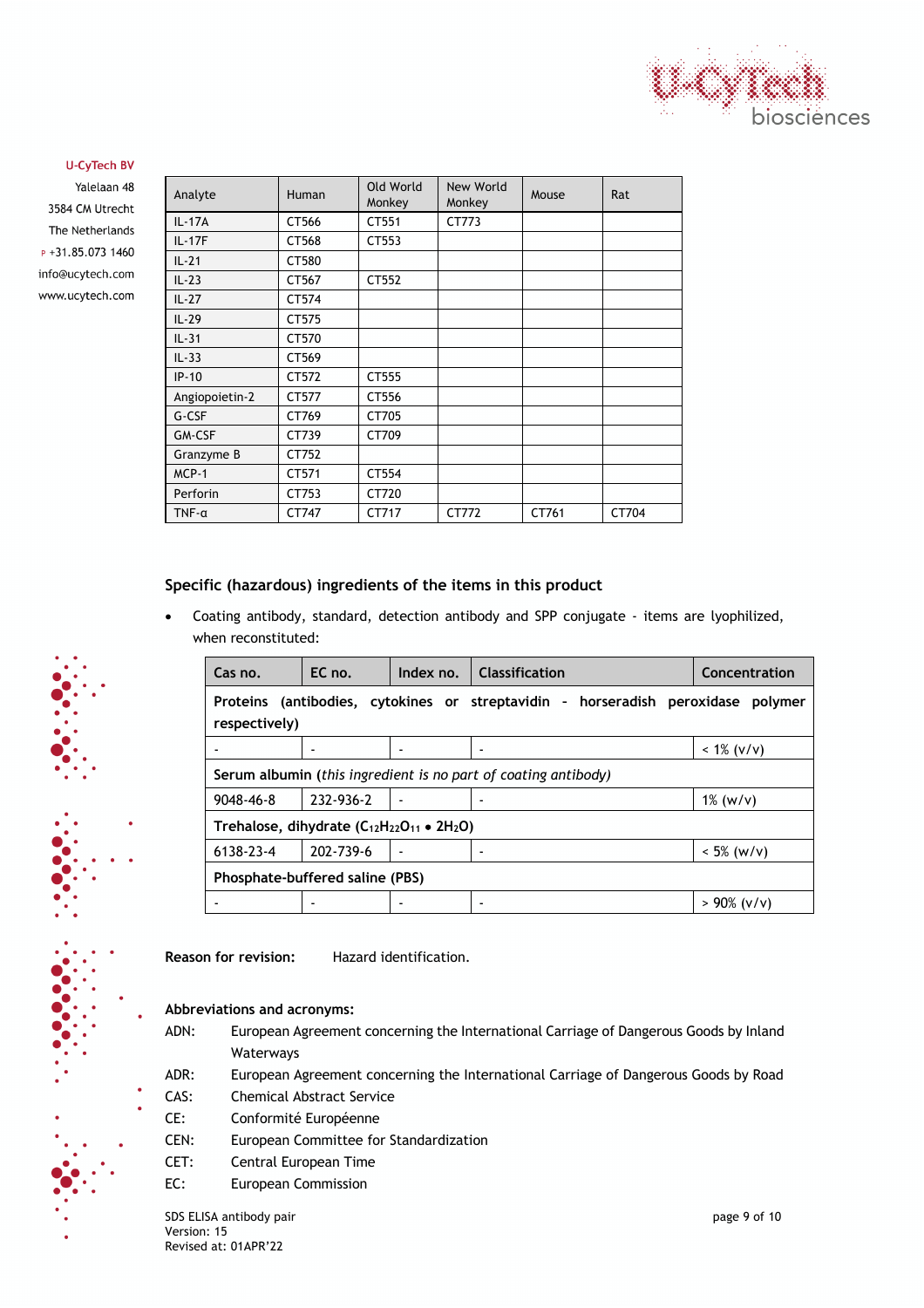U-CyTech BV
Yalelaan 48
3584 CM Utrecht
The Netherlands
P +31.85.073 1460
info@ucytech.com
www.ucytech.com

| Analyte | Human | Old World Monkey | New World Monkey | Mouse | Rat |
|---|---|---|---|---|---|
| IL-17A | CT566 | CT551 | CT773 | | |
| IL-17F | CT568 | CT553 | | | |
| IL-21 | CT580 | | | | |
| IL-23 | CT567 | CT552 | | | |
| IL-27 | CT574 | | | | |
| IL-29 | CT575 | | | | |
| IL-31 | CT570 | | | | |
| IL-33 | CT569 | | | | |
| IP-10 | CT572 | CT555 | | | |
| Angiopoietin-2 | CT577 | CT556 | | | |
| G-CSF | CT769 | CT705 | | | |
| GM-CSF | CT739 | CT709 | | | |
| Granzyme B | CT752 | | | | |
| MCP-1 | CT571 | CT554 | | | |
| Perforin | CT753 | CT720 | | | |
| TNF-α | CT747 | CT717 | CT772 | CT761 | CT704 |

## Specific (hazardous) ingredients of the items in this product

- Coating antibody, standard, detection antibody and SPP conjugate - items are lyophilized, when reconstituted:

| Cas no. | EC no. | Index no. | Classification | Concentration |
|---|---|---|---|---|
| **Proteins (antibodies, cytokines or streptavidin - horseradish peroxidase polymer respectively)** | | | | |
| - | - | - | - | < 1% (v/v) |
| **Serum albumin** (*this ingredient is no part of coating antibody*) | | | | |
| 9048-46-8 | 232-936-2 | - | - | 1% (w/v) |
| **Trehalose, dihydrate ($C_{12}H_{22}O_{11} \bullet 2H_2O$)** | | | | |
| 6138-23-4 | 202-739-6 | - | - | < 5% (w/v) |
| **Phosphate-buffered saline (PBS)** | | | | |
| - | - | - | - | > 90% (v/v) |

**Reason for revision:** Hazard identification.

**Abbreviations and acronyms:**

ADN: European Agreement concerning the International Carriage of Dangerous Goods by Inland Waterways
ADR: European Agreement concerning the International Carriage of Dangerous Goods by Road
CAS: Chemical Abstract Service
CE: Conformité Européenne
CEN: European Committee for Standardization
CET: Central European Time
EC: European Commission

SDS ELISA antibody pair
Version: 15
Revised at: 01APR'22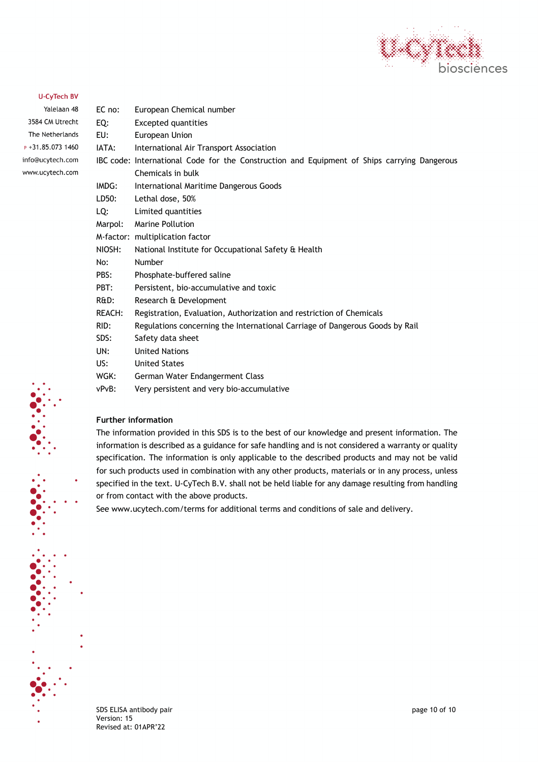| | |
|---|---|
| EC no: | European Chemical number |
| EQ: | Excepted quantities |
| EU: | European Union |
| IATA: | International Air Transport Association |
| IBC code: | International Code for the Construction and Equipment of Ships carrying Dangerous Chemicals in bulk |
| IMDG: | International Maritime Dangerous Goods |
| LD50: | Lethal dose, 50% |
| LQ: | Limited quantities |
| Marpol: | Marine Pollution |
| M-factor: | multiplication factor |
| NIOSH: | National Institute for Occupational Safety & Health |
| No: | Number |
| PBS: | Phosphate-buffered saline |
| PBT: | Persistent, bio-accumulative and toxic |
| R&D: | Research & Development |
| REACH: | Registration, Evaluation, Authorization and restriction of Chemicals |
| RID: | Regulations concerning the International Carriage of Dangerous Goods by Rail |
| SDS: | Safety data sheet |
| UN: | United Nations |
| US: | United States |
| WGK: | German Water Endangerment Class |
| vPvB: | Very persistent and very bio-accumulative |

**Further information**

The information provided in this SDS is to the best of our knowledge and present information. The information is described as a guidance for safe handling and is not considered a warranty or quality specification. The information is only applicable to the described products and may not be valid for such products used in combination with any other products, materials or in any process, unless specified in the text. U-CyTech B.V. shall not be held liable for any damage resulting from handling or from contact with the above products.

See www.ucytech.com/terms for additional terms and conditions of sale and delivery.